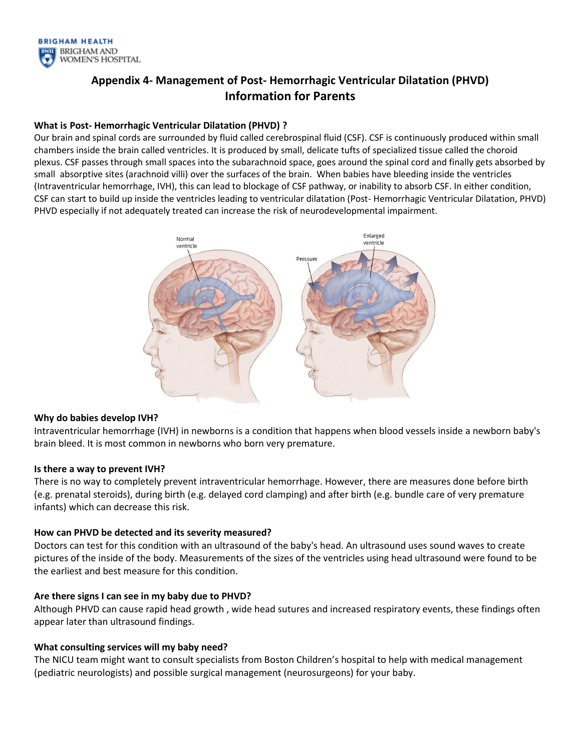# Appendix 4- Management of Post- Hemorrhagic Ventricular Dilatation (PHVD) Information for Parents

### What is Post- Hemorrhagic Ventricular Dilatation (PHVD) ?

Our brain and spinal cords are surrounded by fluid called cerebrospinal fluid (CSF). CSF is continuously produced within small chambers inside the brain called ventricles. It is produced by small, delicate tufts of specialized tissue called the choroid plexus. CSF passes through small spaces into the subarachnoid space, goes around the spinal cord and finally gets absorbed by small absorptive sites (arachnoid villi) over the surfaces of the brain. When babies have bleeding inside the ventricles (Intraventricular hemorrhage, IVH), this can lead to blockage of CSF pathway, or inability to absorb CSF. In either condition, CSF can start to build up inside the ventricles leading to ventricular dilatation (Post- Hemorrhagic Ventricular Dilatation, PHVD) PHVD especially if not adequately treated can increase the risk of neurodevelopmental impairment.

### Why do babies develop IVH?

Intraventricular hemorrhage (IVH) in newborns is a condition that happens when blood vessels inside a newborn baby's brain bleed. It is most common in newborns who born very premature.

### Is there a way to prevent IVH?

There is no way to completely prevent intraventricular hemorrhage. However, there are measures done before birth (e.g. prenatal steroids), during birth (e.g. delayed cord clamping) and after birth (e.g. bundle care of very premature infants) which can decrease this risk.

### How can PHVD be detected and its severity measured?

Doctors can test for this condition with an ultrasound of the baby's head. An ultrasound uses sound waves to create pictures of the inside of the body. Measurements of the sizes of the ventricles using head ultrasound were found to be the earliest and best measure for this condition.

### Are there signs I can see in my baby due to PHVD?

Although PHVD can cause rapid head growth , wide head sutures and increased respiratory events, these findings often appear later than ultrasound findings.

### What consulting services will my baby need?

The NICU team might want to consult specialists from Boston Children's hospital to help with medical management (pediatric neurologists) and possible surgical management (neurosurgeons) for your baby.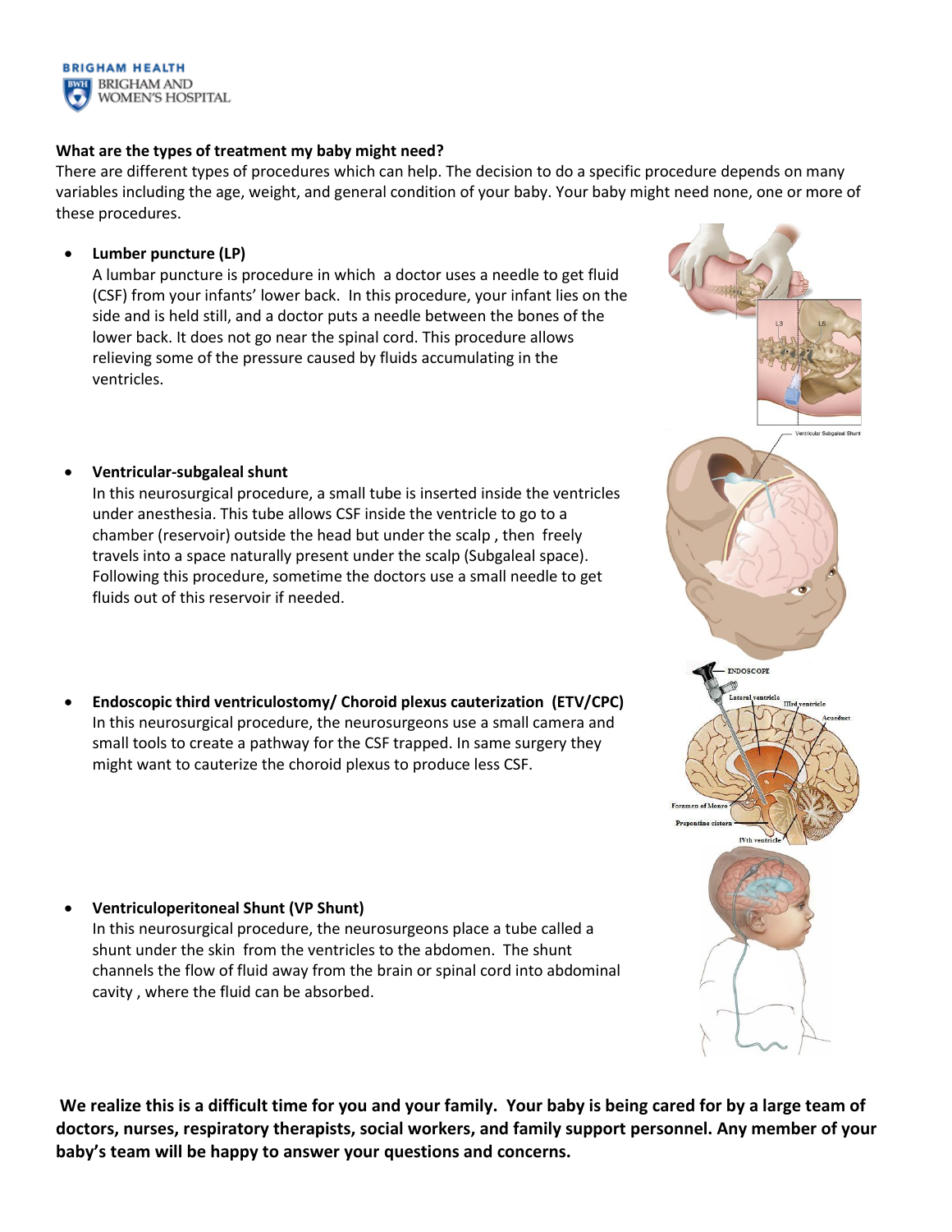BRIGHAM HEALTH
BRIGHAM AND WOMEN'S HOSPITAL

**What are the types of treatment my baby might need?**

There are different types of procedures which can help. The decision to do a specific procedure depends on many variables including the age, weight, and general condition of your baby. Your baby might need none, one or more of these procedures.

- **Lumber puncture (LP)**
  A lumbar puncture is procedure in which a doctor uses a needle to get fluid (CSF) from your infants' lower back. In this procedure, your infant lies on the side and is held still, and a doctor puts a needle between the bones of the lower back. It does not go near the spinal cord. This procedure allows relieving some of the pressure caused by fluids accumulating in the ventricles.

- **Ventricular-subgaleal shunt**
  In this neurosurgical procedure, a small tube is inserted inside the ventricles under anesthesia. This tube allows CSF inside the ventricle to go to a chamber (reservoir) outside the head but under the scalp , then freely travels into a space naturally present under the scalp (Subgaleal space). Following this procedure, sometime the doctors use a small needle to get fluids out of this reservoir if needed.

- **Endoscopic third ventriculostomy/ Choroid plexus cauterization (ETV/CPC)**
  In this neurosurgical procedure, the neurosurgeons use a small camera and small tools to create a pathway for the CSF trapped. In same surgery they might want to cauterize the choroid plexus to produce less CSF.

- **Ventriculoperitoneal Shunt (VP Shunt)**
  In this neurosurgical procedure, the neurosurgeons place a tube called a shunt under the skin from the ventricles to the abdomen. The shunt channels the flow of fluid away from the brain or spinal cord into abdominal cavity , where the fluid can be absorbed.

**We realize this is a difficult time for you and your family. Your baby is being cared for by a large team of doctors, nurses, respiratory therapists, social workers, and family support personnel. Any member of your baby's team will be happy to answer your questions and concerns.**